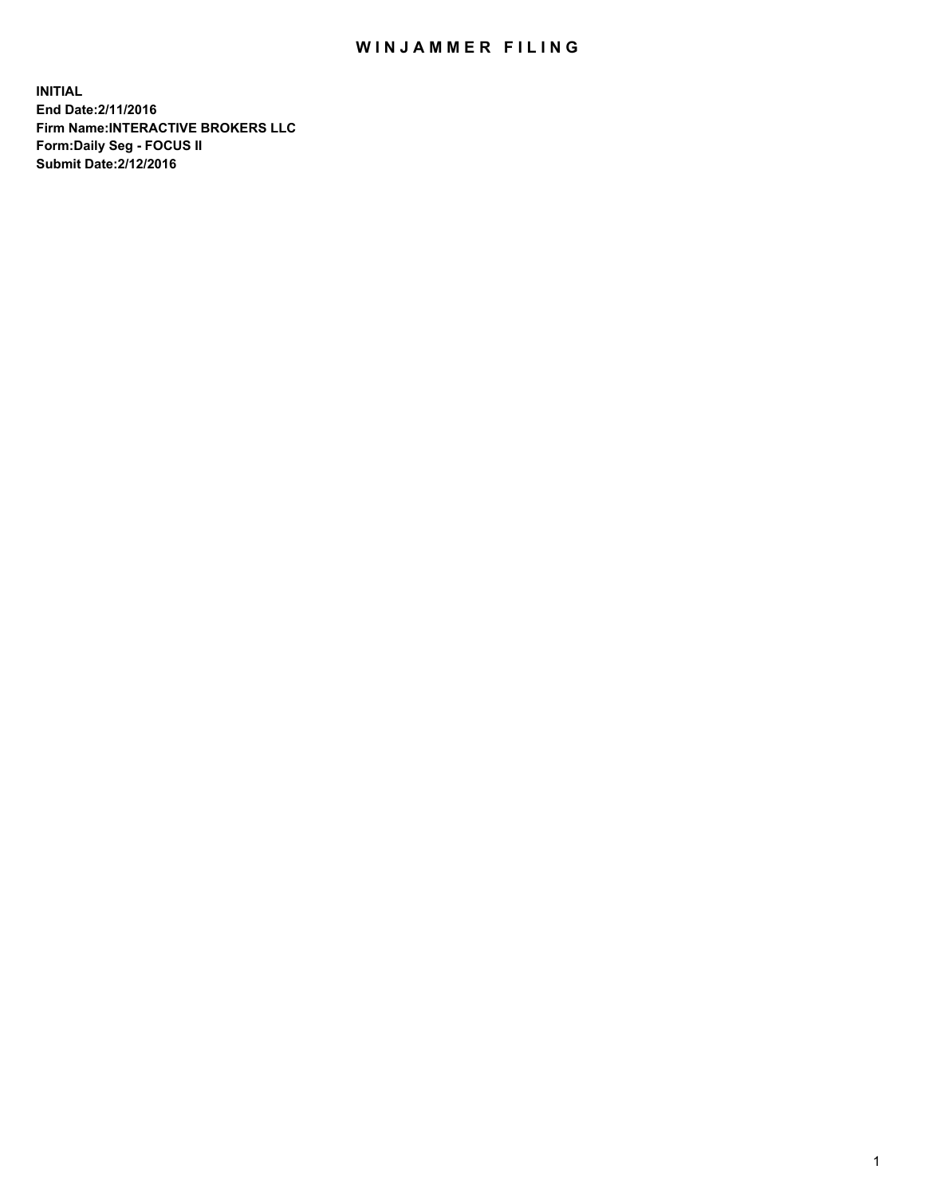# WINJAMMER FILING

**INITIAL**
**End Date:2/11/2016**
**Firm Name:INTERACTIVE BROKERS LLC**
**Form:Daily Seg - FOCUS II**
**Submit Date:2/12/2016**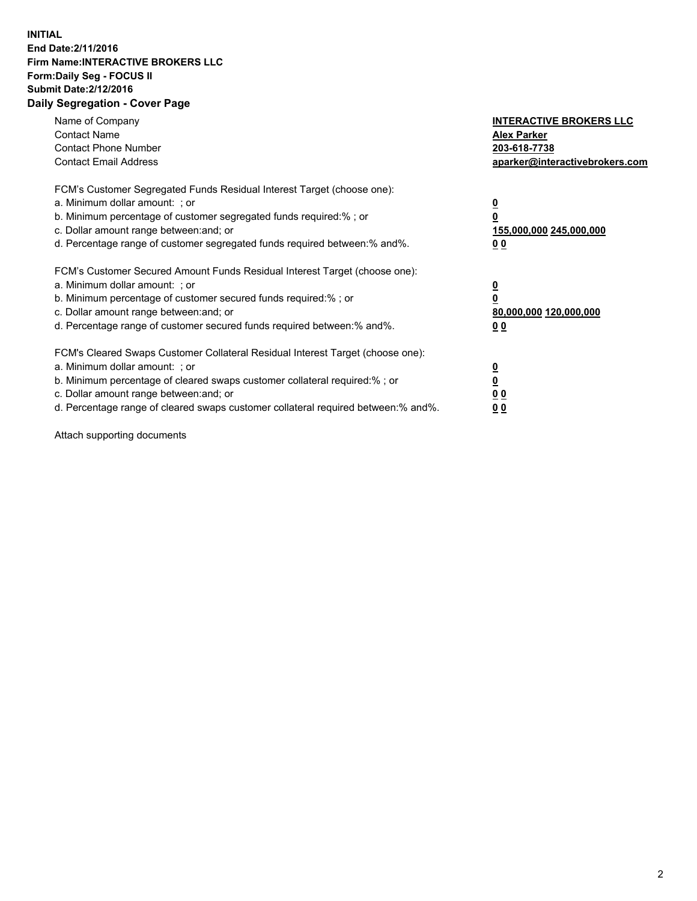**INITIAL**
**End Date:2/11/2016**
**Firm Name:INTERACTIVE BROKERS LLC**
**Form:Daily Seg - FOCUS II**
**Submit Date:2/12/2016**
**Daily Segregation - Cover Page**

| | |
|---|---|
| Name of Company | **INTERACTIVE BROKERS LLC** |
| Contact Name | **Alex Parker** |
| Contact Phone Number | **203-618-7738** |
| Contact Email Address | **aparker@interactivebrokers.com** |

FCM's Customer Segregated Funds Residual Interest Target (choose one):

| | |
|---|---|
| a. Minimum dollar amount: ; or | **0** |
| b. Minimum percentage of customer segregated funds required:% ; or | **0** |
| c. Dollar amount range between:and; or | **155,000,000 245,000,000** |
| d. Percentage range of customer segregated funds required between:% and%. | **0 0** |

FCM's Customer Secured Amount Funds Residual Interest Target (choose one):

| | |
|---|---|
| a. Minimum dollar amount: ; or | **0** |
| b. Minimum percentage of customer secured funds required:% ; or | **0** |
| c. Dollar amount range between:and; or | **80,000,000 120,000,000** |
| d. Percentage range of customer secured funds required between:% and%. | **0 0** |

FCM's Cleared Swaps Customer Collateral Residual Interest Target (choose one):

| | |
|---|---|
| a. Minimum dollar amount: ; or | **0** |
| b. Minimum percentage of cleared swaps customer collateral required:% ; or | **0** |
| c. Dollar amount range between:and; or | **0 0** |
| d. Percentage range of cleared swaps customer collateral required between:% and%. | **0 0** |

Attach supporting documents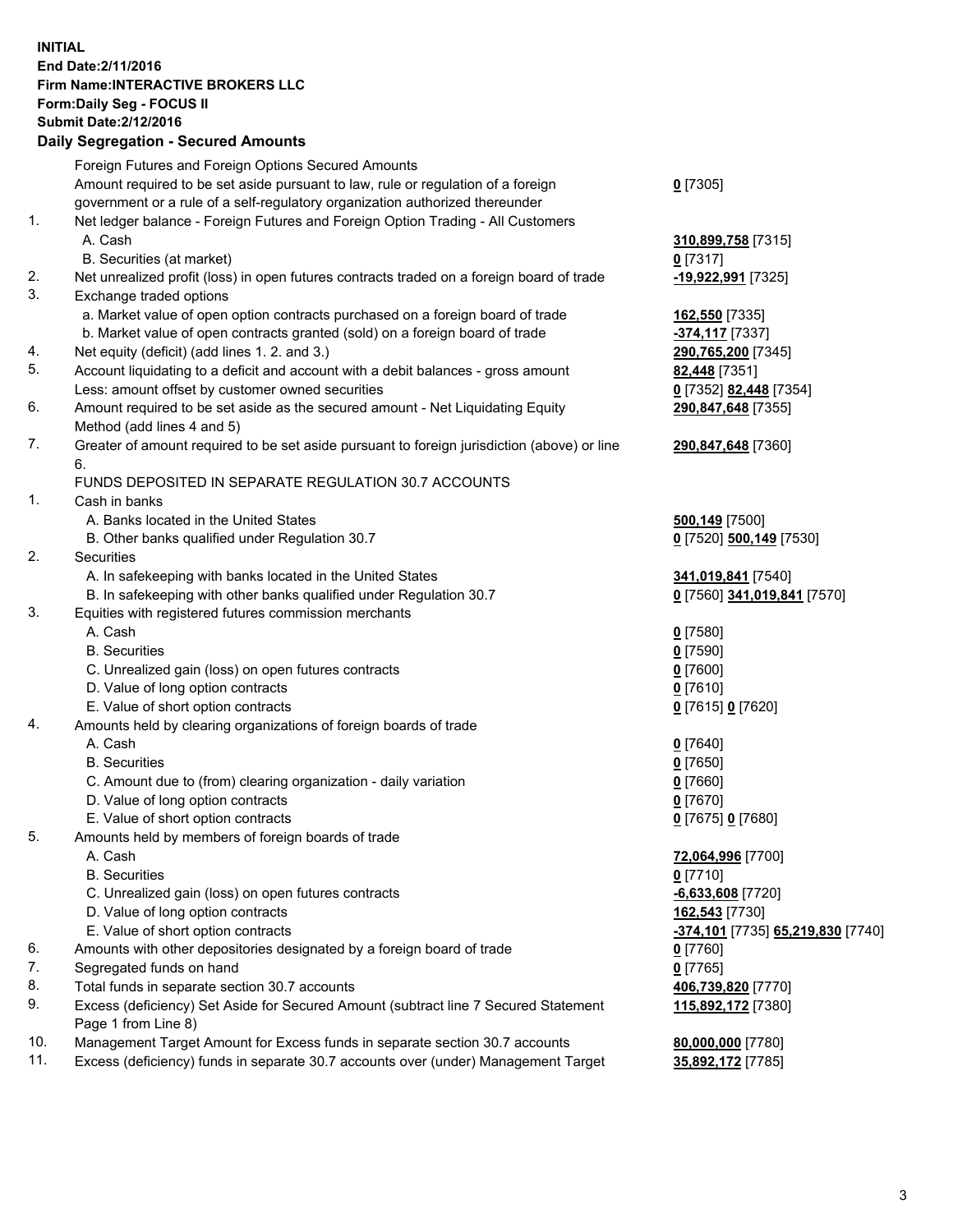**INITIAL**
**End Date:2/11/2016**
**Firm Name:INTERACTIVE BROKERS LLC**
**Form:Daily Seg - FOCUS II**
**Submit Date:2/12/2016**

## Daily Segregation - Secured Amounts

| | | |
|---|---|---|
| | Foreign Futures and Foreign Options Secured Amounts | |
| | Amount required to be set aside pursuant to law, rule or regulation of a foreign government or a rule of a self-regulatory organization authorized thereunder | **0** [7305] |
| 1. | Net ledger balance - Foreign Futures and Foreign Option Trading - All Customers | |
| | A. Cash | **310,899,758** [7315] |
| | B. Securities (at market) | **0** [7317] |
| 2. | Net unrealized profit (loss) in open futures contracts traded on a foreign board of trade | **-19,922,991** [7325] |
| 3. | Exchange traded options | |
| | a. Market value of open option contracts purchased on a foreign board of trade | **162,550** [7335] |
| | b. Market value of open contracts granted (sold) on a foreign board of trade | **-374,117** [7337] |
| 4. | Net equity (deficit) (add lines 1. 2. and 3.) | **290,765,200** [7345] |
| 5. | Account liquidating to a deficit and account with a debit balances - gross amount | **82,448** [7351] |
| | Less: amount offset by customer owned securities | **0** [7352] **82,448** [7354] |
| 6. | Amount required to be set aside as the secured amount - Net Liquidating Equity Method (add lines 4 and 5) | **290,847,648** [7355] |
| 7. | Greater of amount required to be set aside pursuant to foreign jurisdiction (above) or line 6. | **290,847,648** [7360] |
| | FUNDS DEPOSITED IN SEPARATE REGULATION 30.7 ACCOUNTS | |
| 1. | Cash in banks | |
| | A. Banks located in the United States | **500,149** [7500] |
| | B. Other banks qualified under Regulation 30.7 | **0** [7520] **500,149** [7530] |
| 2. | Securities | |
| | A. In safekeeping with banks located in the United States | **341,019,841** [7540] |
| | B. In safekeeping with other banks qualified under Regulation 30.7 | **0** [7560] **341,019,841** [7570] |
| 3. | Equities with registered futures commission merchants | |
| | A. Cash | **0** [7580] |
| | B. Securities | **0** [7590] |
| | C. Unrealized gain (loss) on open futures contracts | **0** [7600] |
| | D. Value of long option contracts | **0** [7610] |
| | E. Value of short option contracts | **0** [7615] **0** [7620] |
| 4. | Amounts held by clearing organizations of foreign boards of trade | |
| | A. Cash | **0** [7640] |
| | B. Securities | **0** [7650] |
| | C. Amount due to (from) clearing organization - daily variation | **0** [7660] |
| | D. Value of long option contracts | **0** [7670] |
| | E. Value of short option contracts | **0** [7675] **0** [7680] |
| 5. | Amounts held by members of foreign boards of trade | |
| | A. Cash | **72,064,996** [7700] |
| | B. Securities | **0** [7710] |
| | C. Unrealized gain (loss) on open futures contracts | **-6,633,608** [7720] |
| | D. Value of long option contracts | **162,543** [7730] |
| | E. Value of short option contracts | **-374,101** [7735] **65,219,830** [7740] |
| 6. | Amounts with other depositories designated by a foreign board of trade | **0** [7760] |
| 7. | Segregated funds on hand | **0** [7765] |
| 8. | Total funds in separate section 30.7 accounts | **406,739,820** [7770] |
| 9. | Excess (deficiency) Set Aside for Secured Amount (subtract line 7 Secured Statement Page 1 from Line 8) | **115,892,172** [7380] |
| 10. | Management Target Amount for Excess funds in separate section 30.7 accounts | **80,000,000** [7780] |
| 11. | Excess (deficiency) funds in separate 30.7 accounts over (under) Management Target | **35,892,172** [7785] |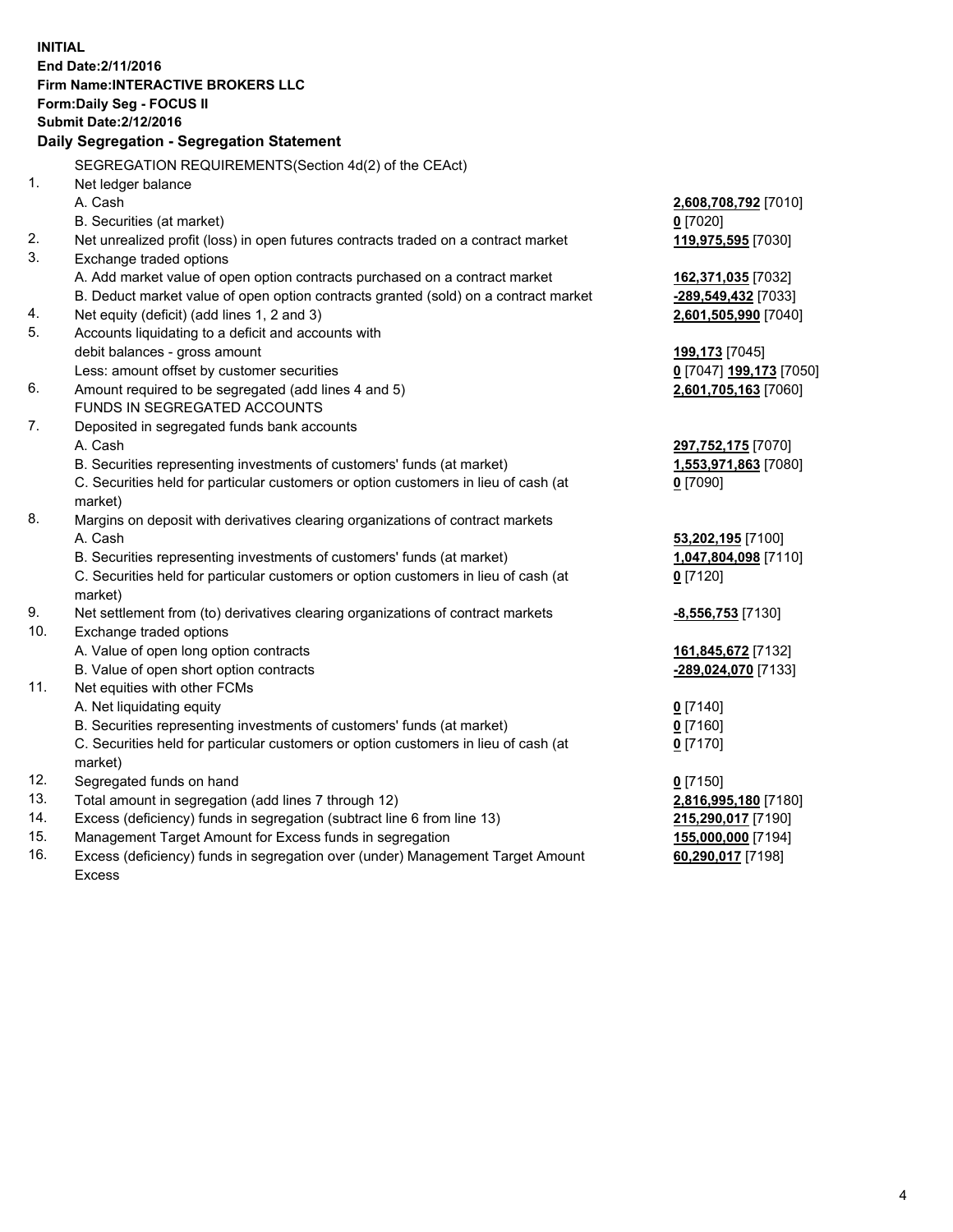**INITIAL**
**End Date:2/11/2016**
**Firm Name:INTERACTIVE BROKERS LLC**
**Form:Daily Seg - FOCUS II**
**Submit Date:2/12/2016**

### Daily Segregation - Segregation Statement

| | | |
|---|---|---|
| | SEGREGATION REQUIREMENTS(Section 4d(2) of the CEAct) | |
| 1. | Net ledger balance | |
| | A. Cash | **2,608,708,792** [7010] |
| | B. Securities (at market) | **0** [7020] |
| 2. | Net unrealized profit (loss) in open futures contracts traded on a contract market | **119,975,595** [7030] |
| 3. | Exchange traded options | |
| | A. Add market value of open option contracts purchased on a contract market | **162,371,035** [7032] |
| | B. Deduct market value of open option contracts granted (sold) on a contract market | **-289,549,432** [7033] |
| 4. | Net equity (deficit) (add lines 1, 2 and 3) | **2,601,505,990** [7040] |
| 5. | Accounts liquidating to a deficit and accounts with | |
| | debit balances - gross amount | **199,173** [7045] |
| | Less: amount offset by customer securities | **0** [7047] **199,173** [7050] |
| 6. | Amount required to be segregated (add lines 4 and 5) | **2,601,705,163** [7060] |
| | FUNDS IN SEGREGATED ACCOUNTS | |
| 7. | Deposited in segregated funds bank accounts | |
| | A. Cash | **297,752,175** [7070] |
| | B. Securities representing investments of customers' funds (at market) | **1,553,971,863** [7080] |
| | C. Securities held for particular customers or option customers in lieu of cash (at market) | **0** [7090] |
| 8. | Margins on deposit with derivatives clearing organizations of contract markets | |
| | A. Cash | **53,202,195** [7100] |
| | B. Securities representing investments of customers' funds (at market) | **1,047,804,098** [7110] |
| | C. Securities held for particular customers or option customers in lieu of cash (at market) | **0** [7120] |
| 9. | Net settlement from (to) derivatives clearing organizations of contract markets | **-8,556,753** [7130] |
| 10. | Exchange traded options | |
| | A. Value of open long option contracts | **161,845,672** [7132] |
| | B. Value of open short option contracts | **-289,024,070** [7133] |
| 11. | Net equities with other FCMs | |
| | A. Net liquidating equity | **0** [7140] |
| | B. Securities representing investments of customers' funds (at market) | **0** [7160] |
| | C. Securities held for particular customers or option customers in lieu of cash (at market) | **0** [7170] |
| 12. | Segregated funds on hand | **0** [7150] |
| 13. | Total amount in segregation (add lines 7 through 12) | **2,816,995,180** [7180] |
| 14. | Excess (deficiency) funds in segregation (subtract line 6 from line 13) | **215,290,017** [7190] |
| 15. | Management Target Amount for Excess funds in segregation | **155,000,000** [7194] |
| 16. | Excess (deficiency) funds in segregation over (under) Management Target Amount Excess | **60,290,017** [7198] |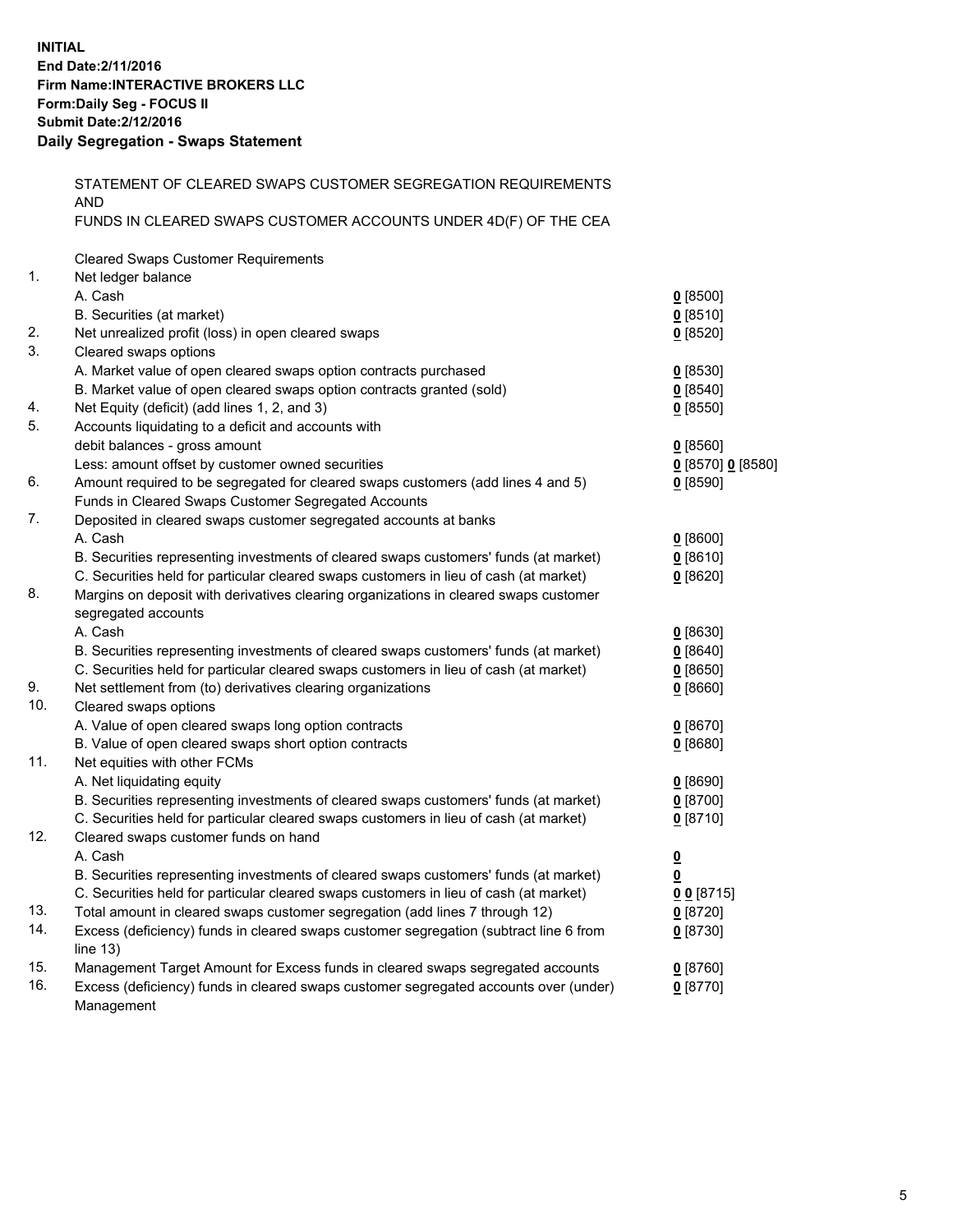**INITIAL**
**End Date:2/11/2016**
**Firm Name:INTERACTIVE BROKERS LLC**
**Form:Daily Seg - FOCUS II**
**Submit Date:2/12/2016**
**Daily Segregation - Swaps Statement**

STATEMENT OF CLEARED SWAPS CUSTOMER SEGREGATION REQUIREMENTS
AND
FUNDS IN CLEARED SWAPS CUSTOMER ACCOUNTS UNDER 4D(F) OF THE CEA

| | | |
|---|---|---|
| | Cleared Swaps Customer Requirements | |
| 1. | Net ledger balance | |
| | A. Cash | 0 [8500] |
| | B. Securities (at market) | 0 [8510] |
| 2. | Net unrealized profit (loss) in open cleared swaps | 0 [8520] |
| 3. | Cleared swaps options | |
| | A. Market value of open cleared swaps option contracts purchased | 0 [8530] |
| | B. Market value of open cleared swaps option contracts granted (sold) | 0 [8540] |
| 4. | Net Equity (deficit) (add lines 1, 2, and 3) | 0 [8550] |
| 5. | Accounts liquidating to a deficit and accounts with | |
| | debit balances - gross amount | 0 [8560] |
| | Less: amount offset by customer owned securities | 0 [8570] 0 [8580] |
| 6. | Amount required to be segregated for cleared swaps customers (add lines 4 and 5) | 0 [8590] |
| | Funds in Cleared Swaps Customer Segregated Accounts | |
| 7. | Deposited in cleared swaps customer segregated accounts at banks | |
| | A. Cash | 0 [8600] |
| | B. Securities representing investments of cleared swaps customers' funds (at market) | 0 [8610] |
| | C. Securities held for particular cleared swaps customers in lieu of cash (at market) | 0 [8620] |
| 8. | Margins on deposit with derivatives clearing organizations in cleared swaps customer segregated accounts | |
| | A. Cash | 0 [8630] |
| | B. Securities representing investments of cleared swaps customers' funds (at market) | 0 [8640] |
| | C. Securities held for particular cleared swaps customers in lieu of cash (at market) | 0 [8650] |
| 9. | Net settlement from (to) derivatives clearing organizations | 0 [8660] |
| 10. | Cleared swaps options | |
| | A. Value of open cleared swaps long option contracts | 0 [8670] |
| | B. Value of open cleared swaps short option contracts | 0 [8680] |
| 11. | Net equities with other FCMs | |
| | A. Net liquidating equity | 0 [8690] |
| | B. Securities representing investments of cleared swaps customers' funds (at market) | 0 [8700] |
| | C. Securities held for particular cleared swaps customers in lieu of cash (at market) | 0 [8710] |
| 12. | Cleared swaps customer funds on hand | |
| | A. Cash | 0 |
| | B. Securities representing investments of cleared swaps customers' funds (at market) | 0 |
| | C. Securities held for particular cleared swaps customers in lieu of cash (at market) | 0 0 [8715] |
| 13. | Total amount in cleared swaps customer segregation (add lines 7 through 12) | 0 [8720] |
| 14. | Excess (deficiency) funds in cleared swaps customer segregation (subtract line 6 from line 13) | 0 [8730] |
| 15. | Management Target Amount for Excess funds in cleared swaps segregated accounts | 0 [8760] |
| 16. | Excess (deficiency) funds in cleared swaps customer segregated accounts over (under) Management | 0 [8770] |